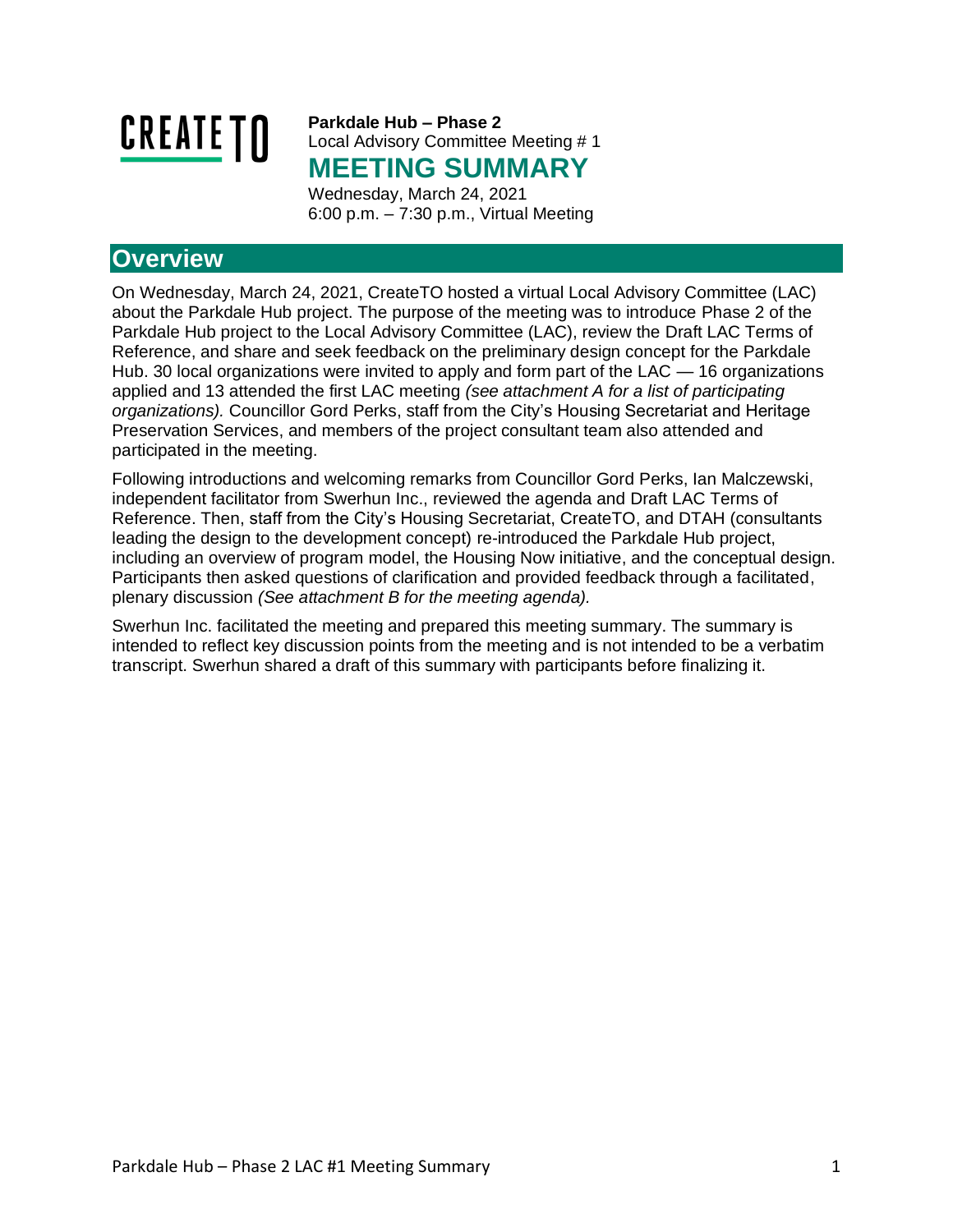**CREATE TO**

**Parkdale Hub – Phase 2**
Local Advisory Committee Meeting # 1

# MEETING SUMMARY

Wednesday, March 24, 2021
6:00 p.m. – 7:30 p.m., Virtual Meeting

## Overview

On Wednesday, March 24, 2021, CreateTO hosted a virtual Local Advisory Committee (LAC) about the Parkdale Hub project. The purpose of the meeting was to introduce Phase 2 of the Parkdale Hub project to the Local Advisory Committee (LAC), review the Draft LAC Terms of Reference, and share and seek feedback on the preliminary design concept for the Parkdale Hub. 30 local organizations were invited to apply and form part of the LAC — 16 organizations applied and 13 attended the first LAC meeting *(see attachment A for a list of participating organizations).* Councillor Gord Perks, staff from the City's Housing Secretariat and Heritage Preservation Services, and members of the project consultant team also attended and participated in the meeting.

Following introductions and welcoming remarks from Councillor Gord Perks, Ian Malczewski, independent facilitator from Swerhun Inc., reviewed the agenda and Draft LAC Terms of Reference. Then, staff from the City's Housing Secretariat, CreateTO, and DTAH (consultants leading the design to the development concept) re-introduced the Parkdale Hub project, including an overview of program model, the Housing Now initiative, and the conceptual design. Participants then asked questions of clarification and provided feedback through a facilitated, plenary discussion *(See attachment B for the meeting agenda).*

Swerhun Inc. facilitated the meeting and prepared this meeting summary. The summary is intended to reflect key discussion points from the meeting and is not intended to be a verbatim transcript. Swerhun shared a draft of this summary with participants before finalizing it.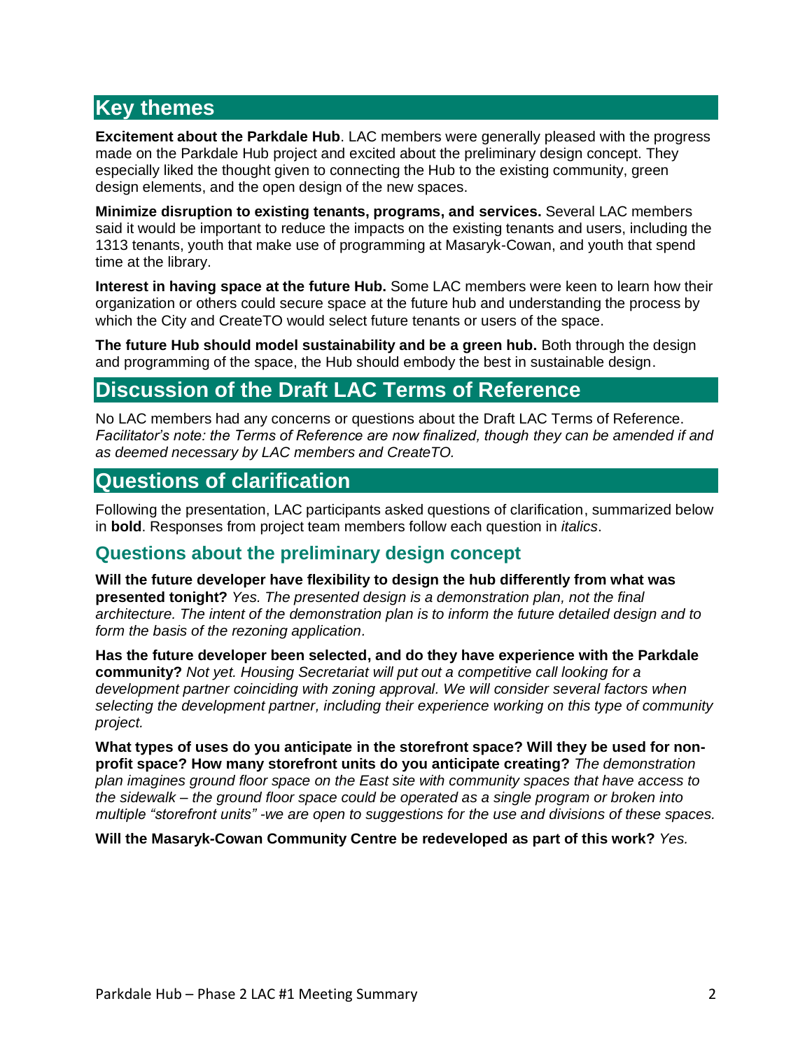## Key themes

**Excitement about the Parkdale Hub**. LAC members were generally pleased with the progress made on the Parkdale Hub project and excited about the preliminary design concept. They especially liked the thought given to connecting the Hub to the existing community, green design elements, and the open design of the new spaces.

**Minimize disruption to existing tenants, programs, and services.** Several LAC members said it would be important to reduce the impacts on the existing tenants and users, including the 1313 tenants, youth that make use of programming at Masaryk-Cowan, and youth that spend time at the library.

**Interest in having space at the future Hub.** Some LAC members were keen to learn how their organization or others could secure space at the future hub and understanding the process by which the City and CreateTO would select future tenants or users of the space.

**The future Hub should model sustainability and be a green hub.** Both through the design and programming of the space, the Hub should embody the best in sustainable design.

## Discussion of the Draft LAC Terms of Reference

No LAC members had any concerns or questions about the Draft LAC Terms of Reference. *Facilitator's note: the Terms of Reference are now finalized, though they can be amended if and as deemed necessary by LAC members and CreateTO.*

## Questions of clarification

Following the presentation, LAC participants asked questions of clarification, summarized below in **bold**. Responses from project team members follow each question in *italics*.

### Questions about the preliminary design concept

**Will the future developer have flexibility to design the hub differently from what was presented tonight?** *Yes. The presented design is a demonstration plan, not the final architecture. The intent of the demonstration plan is to inform the future detailed design and to form the basis of the rezoning application.*

**Has the future developer been selected, and do they have experience with the Parkdale community?** *Not yet. Housing Secretariat will put out a competitive call looking for a development partner coinciding with zoning approval. We will consider several factors when selecting the development partner, including their experience working on this type of community project.*

**What types of uses do you anticipate in the storefront space? Will they be used for non-profit space? How many storefront units do you anticipate creating?** *The demonstration plan imagines ground floor space on the East site with community spaces that have access to the sidewalk – the ground floor space could be operated as a single program or broken into multiple "storefront units" -we are open to suggestions for the use and divisions of these spaces.*

**Will the Masaryk-Cowan Community Centre be redeveloped as part of this work?** *Yes.*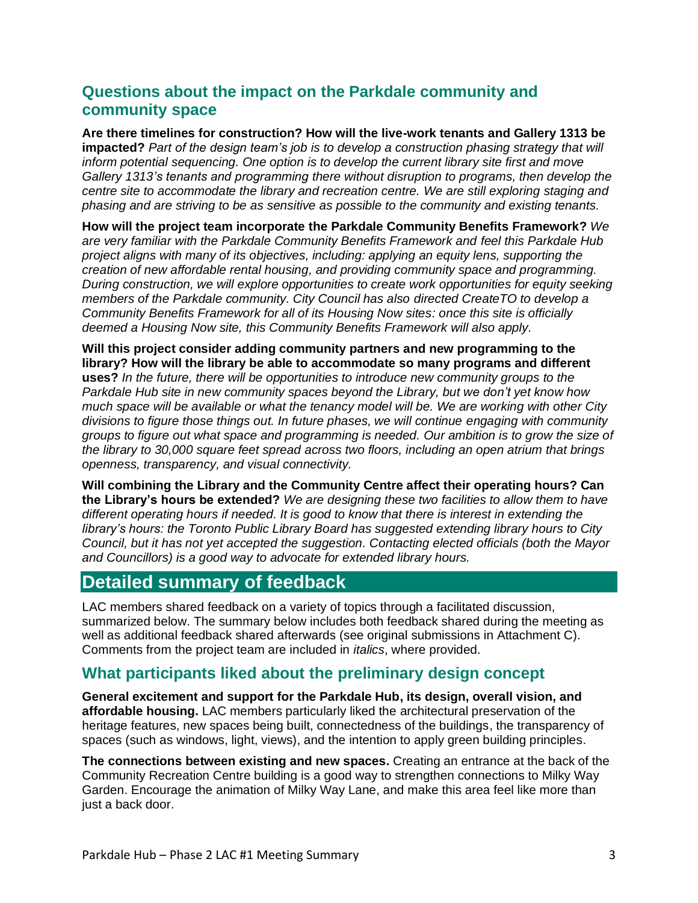## Questions about the impact on the Parkdale community and community space

**Are there timelines for construction? How will the live-work tenants and Gallery 1313 be impacted?** *Part of the design team's job is to develop a construction phasing strategy that will inform potential sequencing. One option is to develop the current library site first and move Gallery 1313's tenants and programming there without disruption to programs, then develop the centre site to accommodate the library and recreation centre. We are still exploring staging and phasing and are striving to be as sensitive as possible to the community and existing tenants.*

**How will the project team incorporate the Parkdale Community Benefits Framework?** *We are very familiar with the Parkdale Community Benefits Framework and feel this Parkdale Hub project aligns with many of its objectives, including: applying an equity lens, supporting the creation of new affordable rental housing, and providing community space and programming. During construction, we will explore opportunities to create work opportunities for equity seeking members of the Parkdale community. City Council has also directed CreateTO to develop a Community Benefits Framework for all of its Housing Now sites: once this site is officially deemed a Housing Now site, this Community Benefits Framework will also apply.*

**Will this project consider adding community partners and new programming to the library? How will the library be able to accommodate so many programs and different uses?** *In the future, there will be opportunities to introduce new community groups to the Parkdale Hub site in new community spaces beyond the Library, but we don't yet know how much space will be available or what the tenancy model will be. We are working with other City divisions to figure those things out. In future phases, we will continue engaging with community groups to figure out what space and programming is needed. Our ambition is to grow the size of the library to 30,000 square feet spread across two floors, including an open atrium that brings openness, transparency, and visual connectivity.*

**Will combining the Library and the Community Centre affect their operating hours? Can the Library's hours be extended?** *We are designing these two facilities to allow them to have different operating hours if needed. It is good to know that there is interest in extending the library's hours: the Toronto Public Library Board has suggested extending library hours to City Council, but it has not yet accepted the suggestion. Contacting elected officials (both the Mayor and Councillors) is a good way to advocate for extended library hours.*

# Detailed summary of feedback

LAC members shared feedback on a variety of topics through a facilitated discussion, summarized below. The summary below includes both feedback shared during the meeting as well as additional feedback shared afterwards (see original submissions in Attachment C). Comments from the project team are included in *italics*, where provided.

## What participants liked about the preliminary design concept

**General excitement and support for the Parkdale Hub, its design, overall vision, and affordable housing.** LAC members particularly liked the architectural preservation of the heritage features, new spaces being built, connectedness of the buildings, the transparency of spaces (such as windows, light, views), and the intention to apply green building principles.

**The connections between existing and new spaces.** Creating an entrance at the back of the Community Recreation Centre building is a good way to strengthen connections to Milky Way Garden. Encourage the animation of Milky Way Lane, and make this area feel like more than just a back door.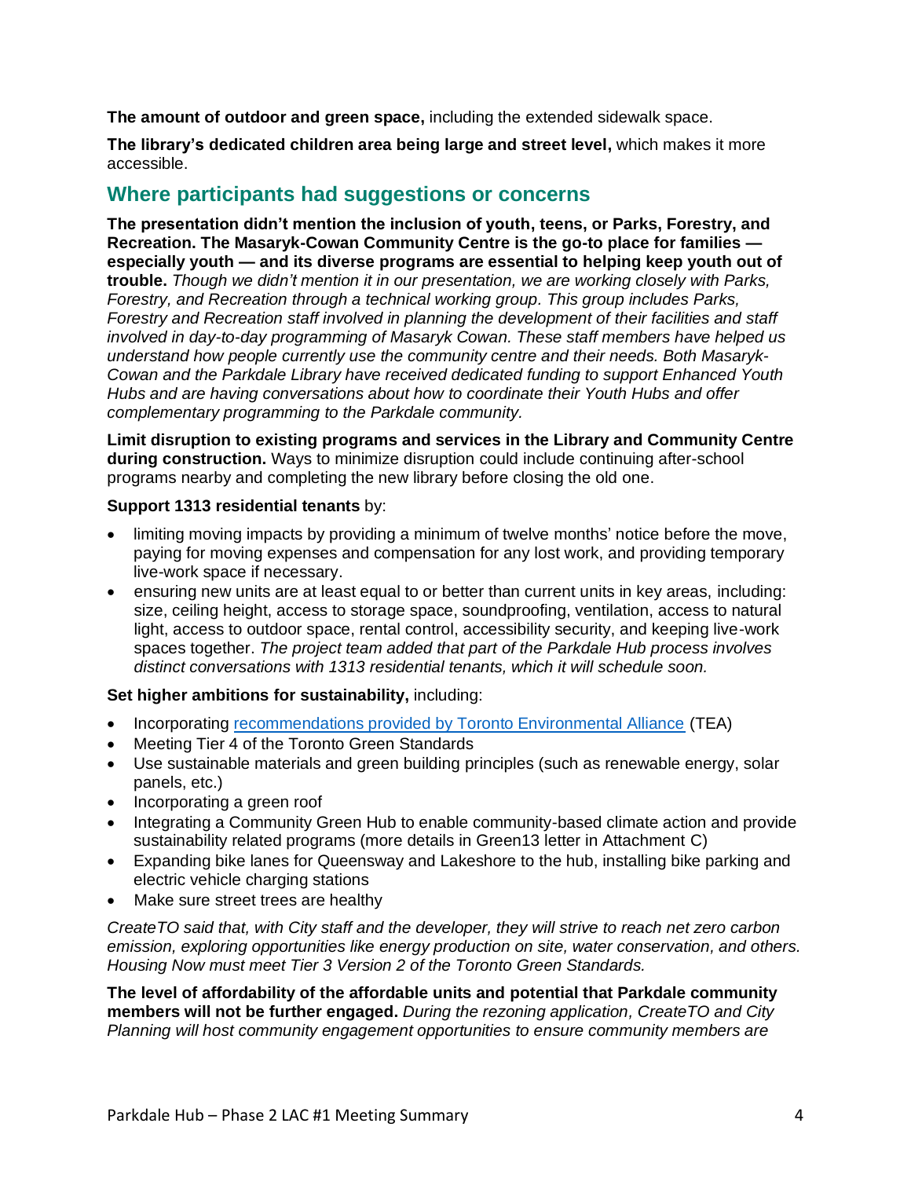**The amount of outdoor and green space,** including the extended sidewalk space.

**The library's dedicated children area being large and street level,** which makes it more accessible.

## Where participants had suggestions or concerns

**The presentation didn't mention the inclusion of youth, teens, or Parks, Forestry, and Recreation. The Masaryk-Cowan Community Centre is the go-to place for families — especially youth — and its diverse programs are essential to helping keep youth out of trouble.** *Though we didn't mention it in our presentation, we are working closely with Parks, Forestry, and Recreation through a technical working group. This group includes Parks, Forestry and Recreation staff involved in planning the development of their facilities and staff involved in day-to-day programming of Masaryk Cowan. These staff members have helped us understand how people currently use the community centre and their needs. Both Masaryk-Cowan and the Parkdale Library have received dedicated funding to support Enhanced Youth Hubs and are having conversations about how to coordinate their Youth Hubs and offer complementary programming to the Parkdale community.*

**Limit disruption to existing programs and services in the Library and Community Centre during construction.** Ways to minimize disruption could include continuing after-school programs nearby and completing the new library before closing the old one.

**Support 1313 residential tenants** by:

- limiting moving impacts by providing a minimum of twelve months' notice before the move, paying for moving expenses and compensation for any lost work, and providing temporary live-work space if necessary.
- ensuring new units are at least equal to or better than current units in key areas, including: size, ceiling height, access to storage space, soundproofing, ventilation, access to natural light, access to outdoor space, rental control, accessibility security, and keeping live-work spaces together. *The project team added that part of the Parkdale Hub process involves distinct conversations with 1313 residential tenants, which it will schedule soon.*

**Set higher ambitions for sustainability,** including:

- Incorporating recommendations provided by Toronto Environmental Alliance (TEA)
- Meeting Tier 4 of the Toronto Green Standards
- Use sustainable materials and green building principles (such as renewable energy, solar panels, etc.)
- Incorporating a green roof
- Integrating a Community Green Hub to enable community-based climate action and provide sustainability related programs (more details in Green13 letter in Attachment C)
- Expanding bike lanes for Queensway and Lakeshore to the hub, installing bike parking and electric vehicle charging stations
- Make sure street trees are healthy

*CreateTO said that, with City staff and the developer, they will strive to reach net zero carbon emission, exploring opportunities like energy production on site, water conservation, and others. Housing Now must meet Tier 3 Version 2 of the Toronto Green Standards.*

**The level of affordability of the affordable units and potential that Parkdale community members will not be further engaged.** *During the rezoning application, CreateTO and City Planning will host community engagement opportunities to ensure community members are*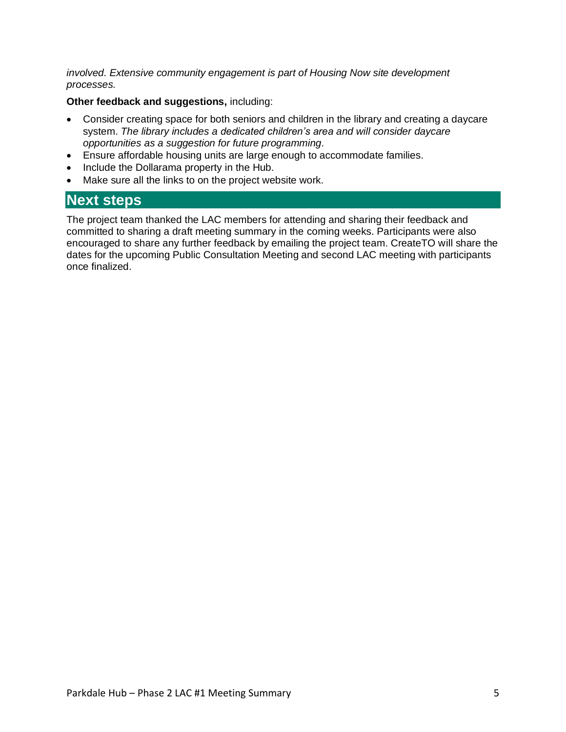*involved. Extensive community engagement is part of Housing Now site development processes.*

**Other feedback and suggestions,** including:

- Consider creating space for both seniors and children in the library and creating a daycare system. *The library includes a dedicated children's area and will consider daycare opportunities as a suggestion for future programming.*
- Ensure affordable housing units are large enough to accommodate families.
- Include the Dollarama property in the Hub.
- Make sure all the links to on the project website work.

## Next steps

The project team thanked the LAC members for attending and sharing their feedback and committed to sharing a draft meeting summary in the coming weeks. Participants were also encouraged to share any further feedback by emailing the project team. CreateTO will share the dates for the upcoming Public Consultation Meeting and second LAC meeting with participants once finalized.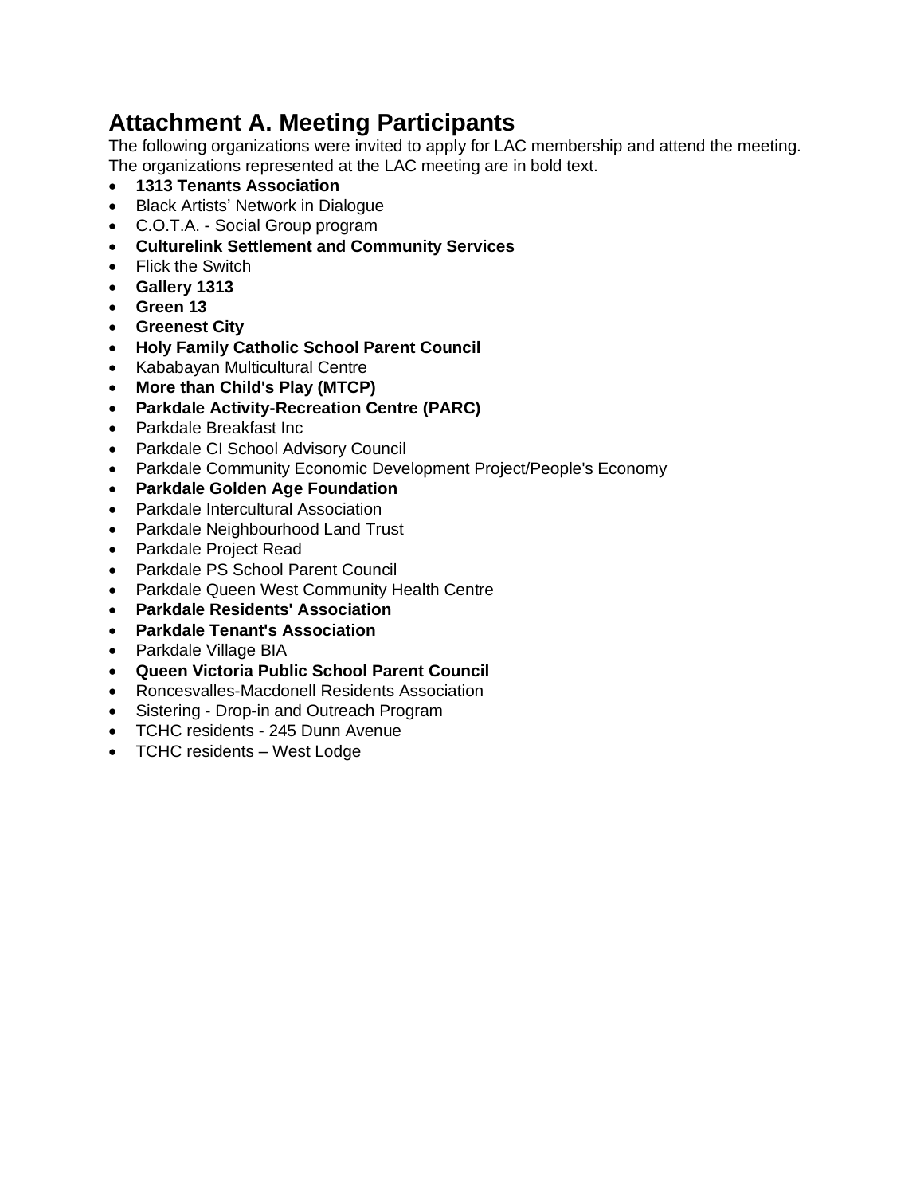# Attachment A. Meeting Participants

The following organizations were invited to apply for LAC membership and attend the meeting. The organizations represented at the LAC meeting are in bold text.

- **1313 Tenants Association**
- Black Artists' Network in Dialogue
- C.O.T.A. - Social Group program
- **Culturelink Settlement and Community Services**
- Flick the Switch
- **Gallery 1313**
- **Green 13**
- **Greenest City**
- **Holy Family Catholic School Parent Council**
- Kababayan Multicultural Centre
- **More than Child's Play (MTCP)**
- **Parkdale Activity-Recreation Centre (PARC)**
- Parkdale Breakfast Inc
- Parkdale CI School Advisory Council
- Parkdale Community Economic Development Project/People's Economy
- **Parkdale Golden Age Foundation**
- Parkdale Intercultural Association
- Parkdale Neighbourhood Land Trust
- Parkdale Project Read
- Parkdale PS School Parent Council
- Parkdale Queen West Community Health Centre
- **Parkdale Residents' Association**
- **Parkdale Tenant's Association**
- Parkdale Village BIA
- **Queen Victoria Public School Parent Council**
- Roncesvalles-Macdonell Residents Association
- Sistering - Drop-in and Outreach Program
- TCHC residents - 245 Dunn Avenue
- TCHC residents – West Lodge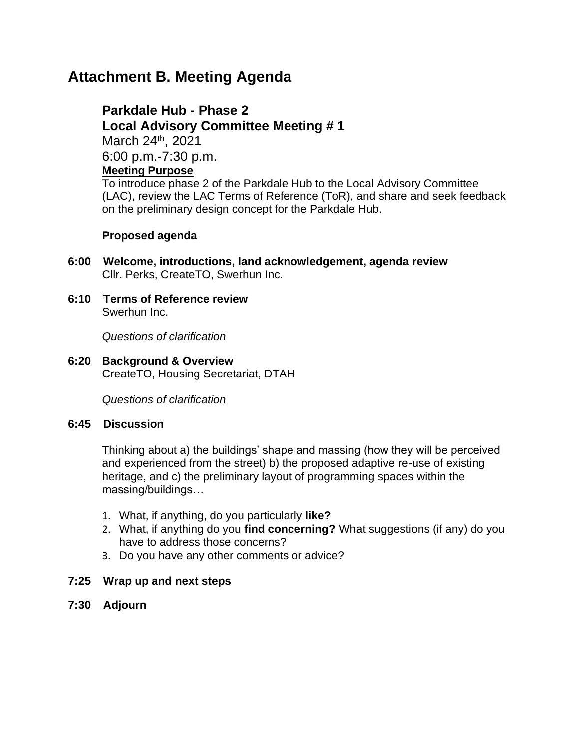# Attachment B. Meeting Agenda

## Parkdale Hub - Phase 2

## Local Advisory Committee Meeting # 1

March 24th, 2021

6:00 p.m.-7:30 p.m.

**Meeting Purpose**

To introduce phase 2 of the Parkdale Hub to the Local Advisory Committee (LAC), review the LAC Terms of Reference (ToR), and share and seek feedback on the preliminary design concept for the Parkdale Hub.

**Proposed agenda**

**6:00 Welcome, introductions, land acknowledgement, agenda review**
Cllr. Perks, CreateTO, Swerhun Inc.

**6:10 Terms of Reference review**
Swerhun Inc.

*Questions of clarification*

**6:20 Background & Overview**
CreateTO, Housing Secretariat, DTAH

*Questions of clarification*

**6:45 Discussion**

Thinking about a) the buildings' shape and massing (how they will be perceived and experienced from the street) b) the proposed adaptive re-use of existing heritage, and c) the preliminary layout of programming spaces within the massing/buildings…

1. What, if anything, do you particularly **like?**
2. What, if anything do you **find concerning?** What suggestions (if any) do you have to address those concerns?
3. Do you have any other comments or advice?

**7:25 Wrap up and next steps**

**7:30 Adjourn**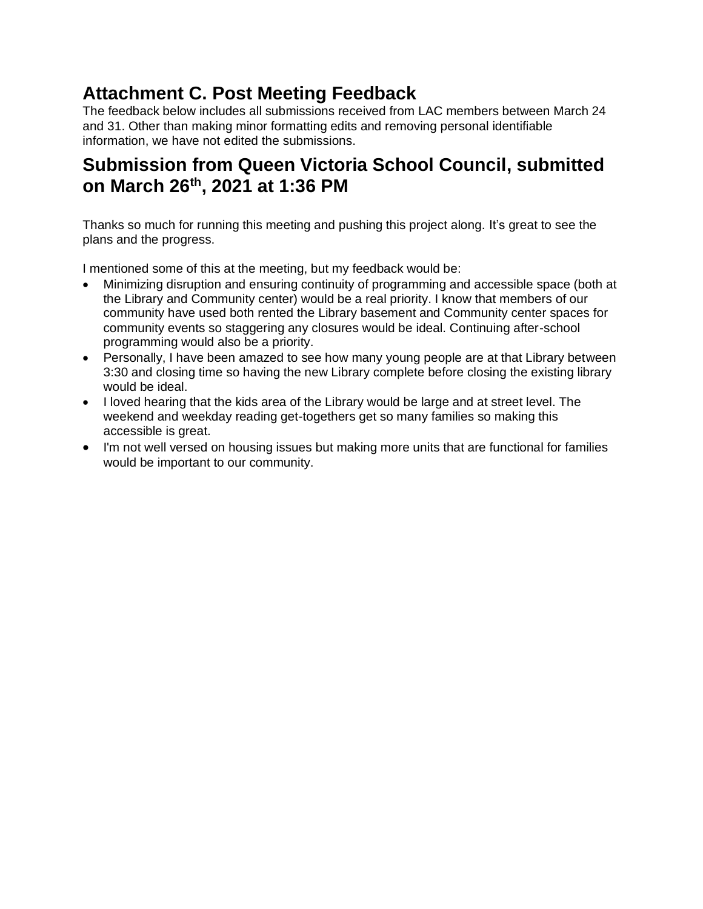# Attachment C. Post Meeting Feedback

The feedback below includes all submissions received from LAC members between March 24 and 31. Other than making minor formatting edits and removing personal identifiable information, we have not edited the submissions.

# Submission from Queen Victoria School Council, submitted on March 26th, 2021 at 1:36 PM

Thanks so much for running this meeting and pushing this project along. It's great to see the plans and the progress.

I mentioned some of this at the meeting, but my feedback would be:

- Minimizing disruption and ensuring continuity of programming and accessible space (both at the Library and Community center) would be a real priority. I know that members of our community have used both rented the Library basement and Community center spaces for community events so staggering any closures would be ideal. Continuing after-school programming would also be a priority.
- Personally, I have been amazed to see how many young people are at that Library between 3:30 and closing time so having the new Library complete before closing the existing library would be ideal.
- I loved hearing that the kids area of the Library would be large and at street level. The weekend and weekday reading get-togethers get so many families so making this accessible is great.
- I'm not well versed on housing issues but making more units that are functional for families would be important to our community.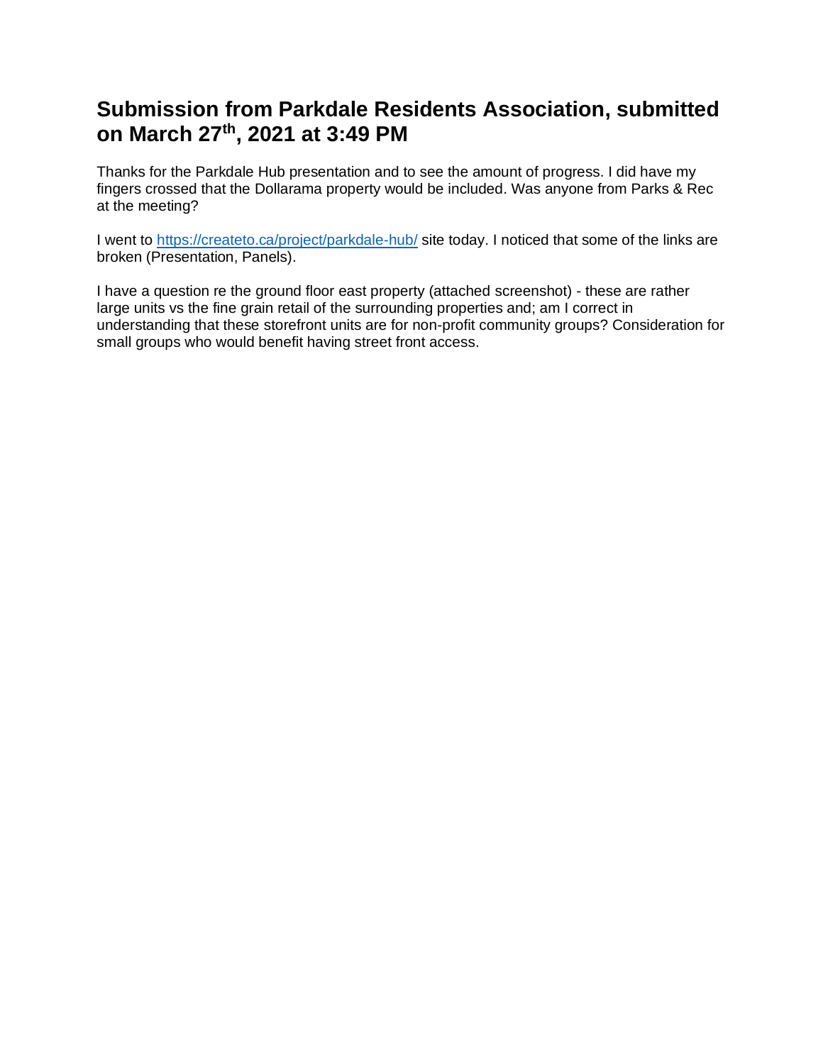# Submission from Parkdale Residents Association, submitted on March 27th, 2021 at 3:49 PM

Thanks for the Parkdale Hub presentation and to see the amount of progress. I did have my fingers crossed that the Dollarama property would be included. Was anyone from Parks & Rec at the meeting?

I went to https://createto.ca/project/parkdale-hub/ site today. I noticed that some of the links are broken (Presentation, Panels).

I have a question re the ground floor east property (attached screenshot) - these are rather large units vs the fine grain retail of the surrounding properties and; am I correct in understanding that these storefront units are for non-profit community groups? Consideration for small groups who would benefit having street front access.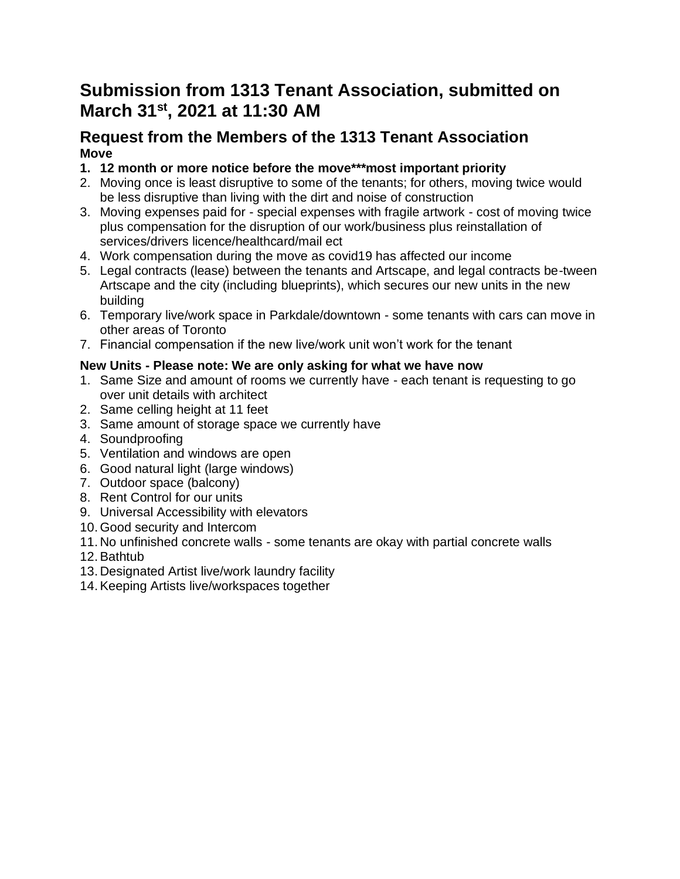# Submission from 1313 Tenant Association, submitted on March 31st, 2021 at 11:30 AM

## Request from the Members of the 1313 Tenant Association

**Move**

1. **12 month or more notice before the move***most important priority**
2. Moving once is least disruptive to some of the tenants; for others, moving twice would be less disruptive than living with the dirt and noise of construction
3. Moving expenses paid for - special expenses with fragile artwork - cost of moving twice plus compensation for the disruption of our work/business plus reinstallation of services/drivers licence/healthcard/mail ect
4. Work compensation during the move as covid19 has affected our income
5. Legal contracts (lease) between the tenants and Artscape, and legal contracts be-tween Artscape and the city (including blueprints), which secures our new units in the new building
6. Temporary live/work space in Parkdale/downtown - some tenants with cars can move in other areas of Toronto
7. Financial compensation if the new live/work unit won't work for the tenant

**New Units - Please note: We are only asking for what we have now**

1. Same Size and amount of rooms we currently have - each tenant is requesting to go over unit details with architect
2. Same celling height at 11 feet
3. Same amount of storage space we currently have
4. Soundproofing
5. Ventilation and windows are open
6. Good natural light (large windows)
7. Outdoor space (balcony)
8. Rent Control for our units
9. Universal Accessibility with elevators
10. Good security and Intercom
11. No unfinished concrete walls - some tenants are okay with partial concrete walls
12. Bathtub
13. Designated Artist live/work laundry facility
14. Keeping Artists live/workspaces together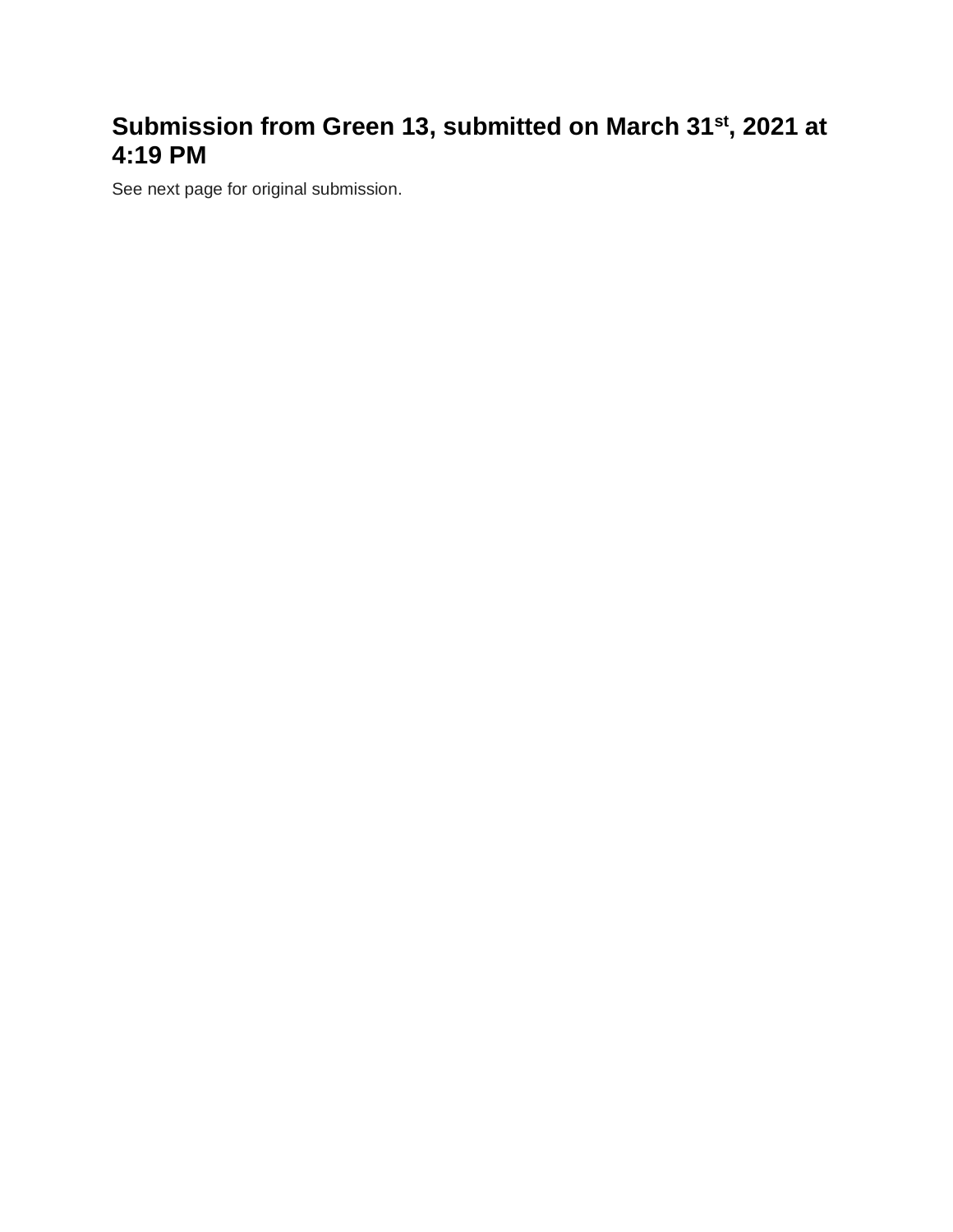## Submission from Green 13, submitted on March 31st, 2021 at 4:19 PM

See next page for original submission.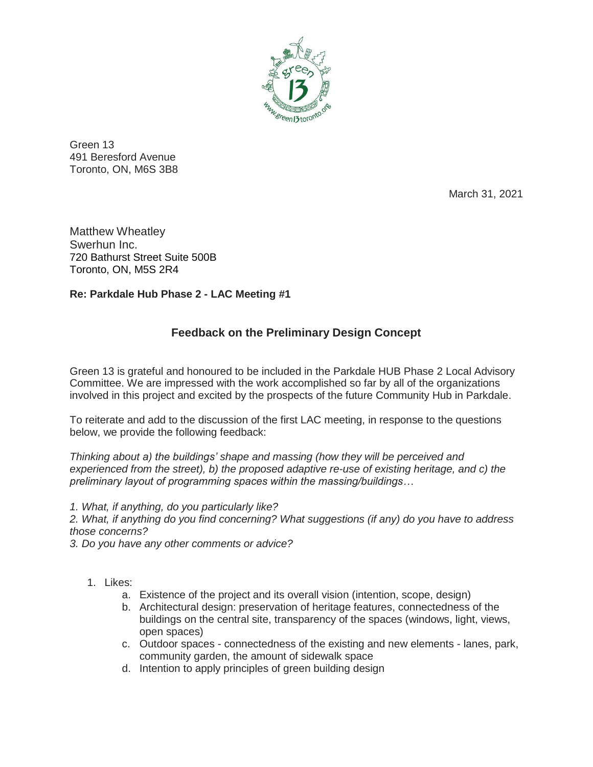Green 13
491 Beresford Avenue
Toronto, ON, M6S 3B8

March 31, 2021

Matthew Wheatley
Swerhun Inc.
720 Bathurst Street Suite 500B
Toronto, ON, M5S 2R4

**Re: Parkdale Hub Phase 2 - LAC Meeting #1**

## Feedback on the Preliminary Design Concept

Green 13 is grateful and honoured to be included in the Parkdale HUB Phase 2 Local Advisory Committee. We are impressed with the work accomplished so far by all of the organizations involved in this project and excited by the prospects of the future Community Hub in Parkdale.

To reiterate and add to the discussion of the first LAC meeting, in response to the questions below, we provide the following feedback:

*Thinking about a) the buildings' shape and massing (how they will be perceived and experienced from the street), b) the proposed adaptive re-use of existing heritage, and c) the preliminary layout of programming spaces within the massing/buildings…*

*1. What, if anything, do you particularly like?*
*2. What, if anything do you find concerning? What suggestions (if any) do you have to address those concerns?*
*3. Do you have any other comments or advice?*

1. Likes:
   a. Existence of the project and its overall vision (intention, scope, design)
   b. Architectural design: preservation of heritage features, connectedness of the buildings on the central site, transparency of the spaces (windows, light, views, open spaces)
   c. Outdoor spaces - connectedness of the existing and new elements - lanes, park, community garden, the amount of sidewalk space
   d. Intention to apply principles of green building design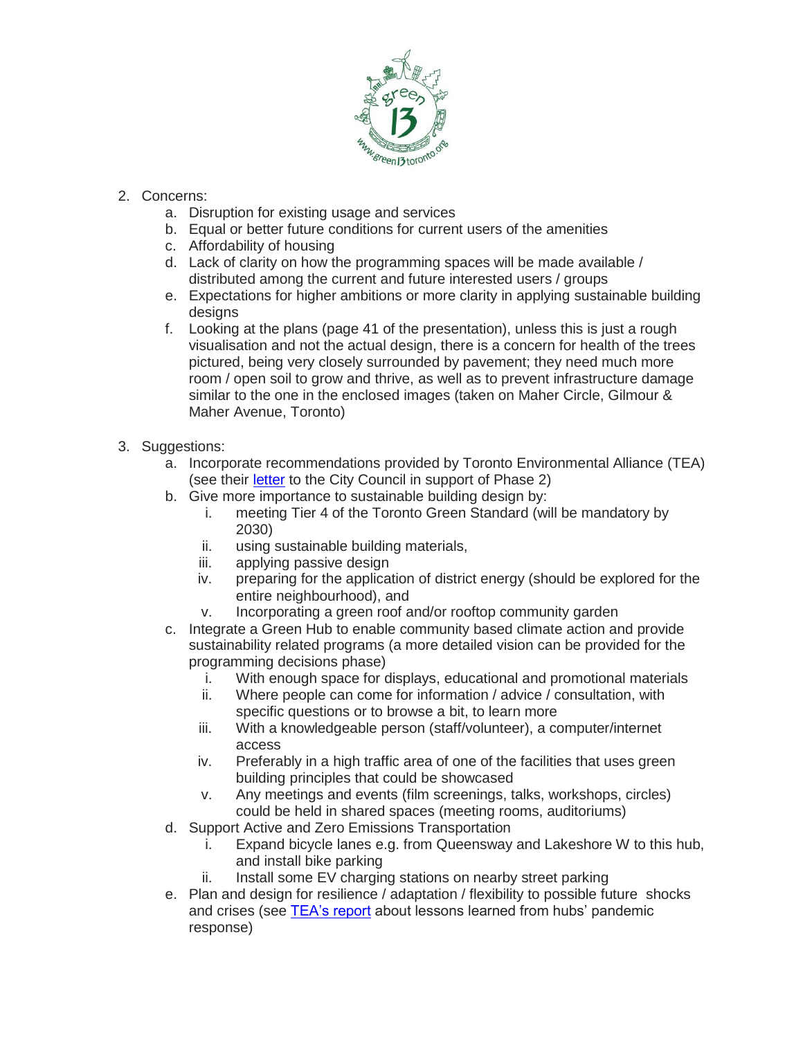2. Concerns:
    a. Disruption for existing usage and services
    b. Equal or better future conditions for current users of the amenities
    c. Affordability of housing
    d. Lack of clarity on how the programming spaces will be made available / distributed among the current and future interested users / groups
    e. Expectations for higher ambitions or more clarity in applying sustainable building designs
    f. Looking at the plans (page 41 of the presentation), unless this is just a rough visualisation and not the actual design, there is a concern for health of the trees pictured, being very closely surrounded by pavement; they need much more room / open soil to grow and thrive, as well as to prevent infrastructure damage similar to the one in the enclosed images (taken on Maher Circle, Gilmour & Maher Avenue, Toronto)

3. Suggestions:
    a. Incorporate recommendations provided by Toronto Environmental Alliance (TEA) (see their letter to the City Council in support of Phase 2)
    b. Give more importance to sustainable building design by:
        i. meeting Tier 4 of the Toronto Green Standard (will be mandatory by 2030)
        ii. using sustainable building materials,
        iii. applying passive design
        iv. preparing for the application of district energy (should be explored for the entire neighbourhood), and
        v. Incorporating a green roof and/or rooftop community garden
    c. Integrate a Green Hub to enable community based climate action and provide sustainability related programs (a more detailed vision can be provided for the programming decisions phase)
        i. With enough space for displays, educational and promotional materials
        ii. Where people can come for information / advice / consultation, with specific questions or to browse a bit, to learn more
        iii. With a knowledgeable person (staff/volunteer), a computer/internet access
        iv. Preferably in a high traffic area of one of the facilities that uses green building principles that could be showcased
        v. Any meetings and events (film screenings, talks, workshops, circles) could be held in shared spaces (meeting rooms, auditoriums)
    d. Support Active and Zero Emissions Transportation
        i. Expand bicycle lanes e.g. from Queensway and Lakeshore W to this hub, and install bike parking
        ii. Install some EV charging stations on nearby street parking
    e. Plan and design for resilience / adaptation / flexibility to possible future shocks and crises (see TEA's report about lessons learned from hubs' pandemic response)